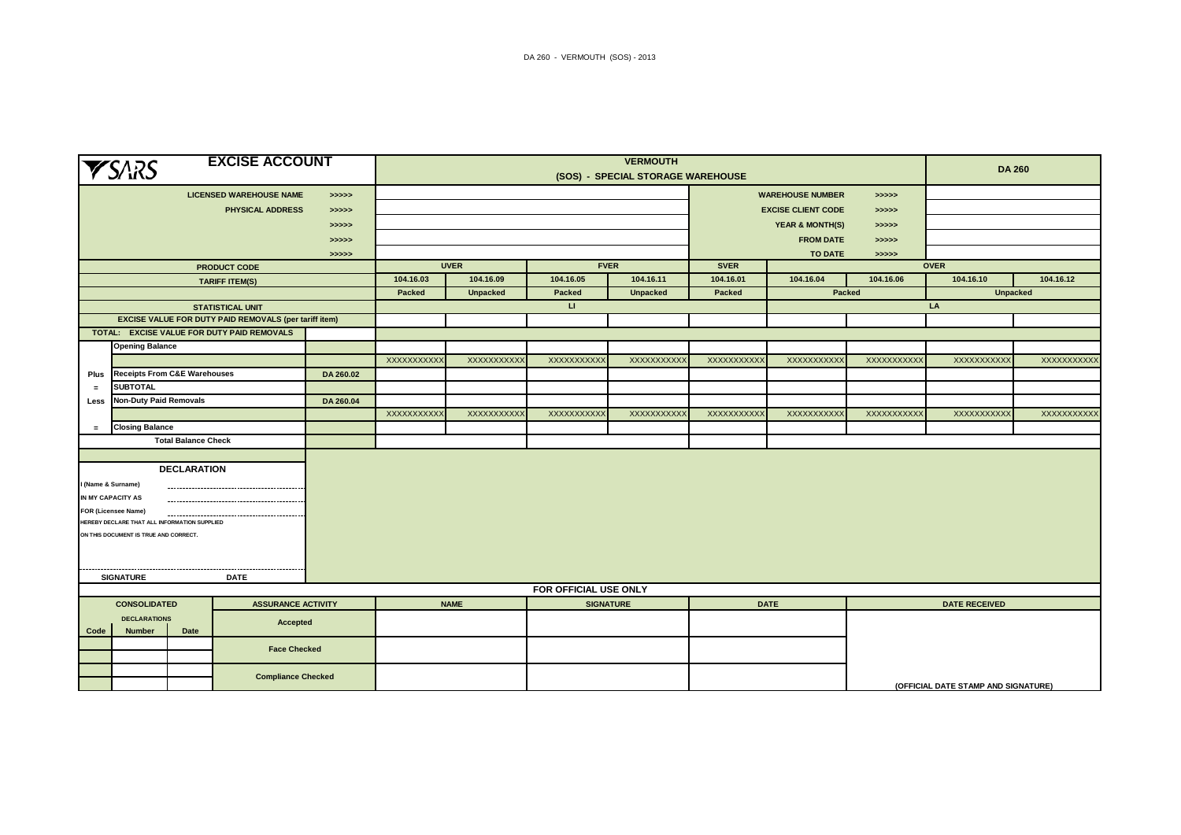DA 260 - VERMOUTH (SOS) - 2013

| SARS **EXCISE ACCOUNT** | | | | **VERMOUTH** (SOS) - SPECIAL STORAGE WAREHOUSE | | | | | | | **DA 260** | |
|---|---|---|---|---|---|---|---|---|---|---|---|---|
| | **LICENSED WAREHOUSE NAME** | >>>>> | | | | | | | **WAREHOUSE NUMBER** | >>>>> | | |
| | **PHYSICAL ADDRESS** | >>>>> | | | | | | | **EXCISE CLIENT CODE** | >>>>> | | |
| | | >>>>> | | | | | | | **YEAR & MONTH(S)** | >>>>> | | |
| | | >>>>> | | | | | | | **FROM DATE** | >>>>> | | |
| | | >>>>> | | | | | | | **TO DATE** | >>>>> | | |
| | **PRODUCT CODE** | | | **UVER** | | **FVER** | | **SVER** | **OVER** | | | |
| | **TARIFF ITEM(S)** | | | 104.16.03 | 104.16.09 | 104.16.05 | 104.16.11 | 104.16.01 | 104.16.04 | 104.16.06 | 104.16.10 | 104.16.12 |
| | | | | Packed | Unpacked | Packed | Unpacked | Packed | Packed | | Unpacked | |
| | **STATISTICAL UNIT** | | | LI | | | | | LA | | | |
| | **EXCISE VALUE FOR DUTY PAID REMOVALS (per tariff item)** | | | | | | | | | | | |
| | **TOTAL: EXCISE VALUE FOR DUTY PAID REMOVALS** | | | | | | | | | | | |
| | **Opening Balance** | | | | | | | | | | | |
| | | | | XXXXXXXXXX | XXXXXXXXXX | XXXXXXXXXX | XXXXXXXXXX | XXXXXXXXXX | XXXXXXXXXX | XXXXXXXXXX | XXXXXXXXXX | XXXXXXXXXX |
| **Plus** | **Receipts From C&E Warehouses** | | DA 260.02 | | | | | | | | | |
| **=** | **SUBTOTAL** | | | | | | | | | | | |
| **Less** | **Non-Duty Paid Removals** | | DA 260.04 | | | | | | | | | |
| | | | | XXXXXXXXXX | XXXXXXXXXX | XXXXXXXXXX | XXXXXXXXXX | XXXXXXXXXX | XXXXXXXXXX | XXXXXXXXXX | XXXXXXXXXX | XXXXXXXXXX |
| **=** | **Closing Balance** | | | | | | | | | | | |
| | **Total Balance Check** | | | | | | | | | | | |

**DECLARATION**

I (Name & Surname) ..............................................

IN MY CAPACITY AS ..............................................

FOR (Licensee Name) ..............................................

HEREBY DECLARE THAT ALL INFORMATION SUPPLIED ON THIS DOCUMENT IS TRUE AND CORRECT.

..............................................

SIGNATURE DATE

**FOR OFFICIAL USE ONLY**

| CONSOLIDATED DECLARATIONS | | | ASSURANCE ACTIVITY | NAME | SIGNATURE | DATE | DATE RECEIVED |
|---|---|---|---|---|---|---|---|
| Code | Number | Date | Accepted | | | | |
| | | | Face Checked | | | | |
| | | | | | | | |
| | | | Compliance Checked | | | | |
| | | | | | | | (OFFICIAL DATE STAMP AND SIGNATURE) |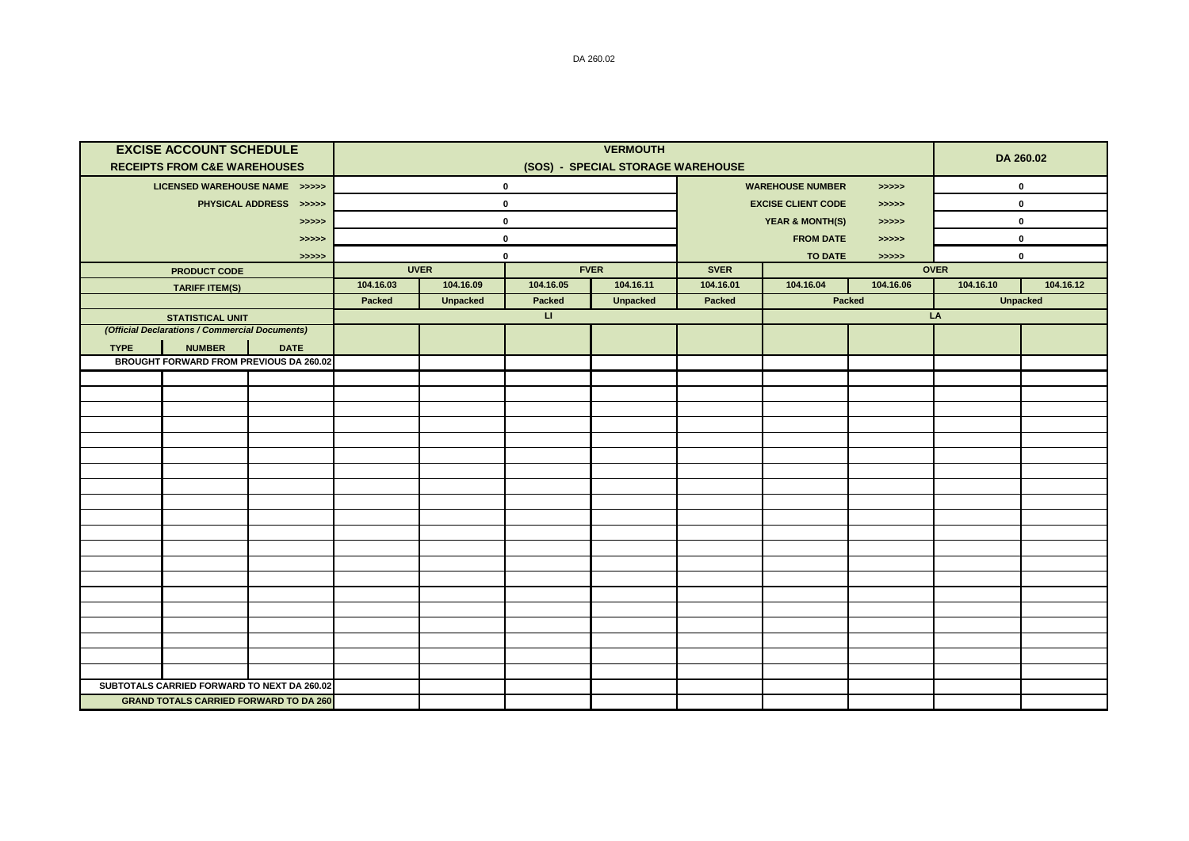| EXCISE ACCOUNT SCHEDULE<br>RECEIPTS FROM C&E WAREHOUSES | | | VERMOUTH<br>(SOS) - SPECIAL STORAGE WAREHOUSE | | | | | | | DA 260.02 | |
|---|---|---|---|---|---|---|---|---|---|---|---|
| LICENSED WAREHOUSE NAME >>>>> | | | 0 | | | | WAREHOUSE NUMBER | | >>>>> | 0 | |
| PHYSICAL ADDRESS >>>>> | | | 0 | | | | EXCISE CLIENT CODE | | >>>>> | 0 | |
| >>>>> | | | 0 | | | | YEAR & MONTH(S) | | >>>>> | 0 | |
| >>>>> | | | 0 | | | | FROM DATE | | >>>>> | 0 | |
| >>>>> | | | 0 | | | | TO DATE | | >>>>> | 0 | |
| PRODUCT CODE | | | UVER | | FVER | | SVER | OVER | | | |
| TARIFF ITEM(S) | | | 104.16.03 | 104.16.09 | 104.16.05 | 104.16.11 | 104.16.01 | 104.16.04 | 104.16.06 | 104.16.10 | 104.16.12 |
| | | | Packed | Unpacked | Packed | Unpacked | Packed | Packed | | Unpacked | |
| STATISTICAL UNIT | | | LI | | | | | LA | | | |
| *(Official Declarations / Commercial Documents)* | | | | | | | | | | | |
| TYPE | NUMBER | DATE | | | | | | | | | |
| BROUGHT FORWARD FROM PREVIOUS DA 260.02 | | | | | | | | | | | |
| | | | | | | | | | | | |
| | | | | | | | | | | | |
| | | | | | | | | | | | |
| | | | | | | | | | | | |
| | | | | | | | | | | | |
| | | | | | | | | | | | |
| | | | | | | | | | | | |
| | | | | | | | | | | | |
| | | | | | | | | | | | |
| | | | | | | | | | | | |
| | | | | | | | | | | | |
| | | | | | | | | | | | |
| | | | | | | | | | | | |
| | | | | | | | | | | | |
| | | | | | | | | | | | |
| | | | | | | | | | | | |
| | | | | | | | | | | | |
| | | | | | | | | | | | |
| | | | | | | | | | | | |
| | | | | | | | | | | | |
| SUBTOTALS CARRIED FORWARD TO NEXT DA 260.02 | | | | | | | | | | | |
| GRAND TOTALS CARRIED FORWARD TO DA 260 | | | | | | | | | | | |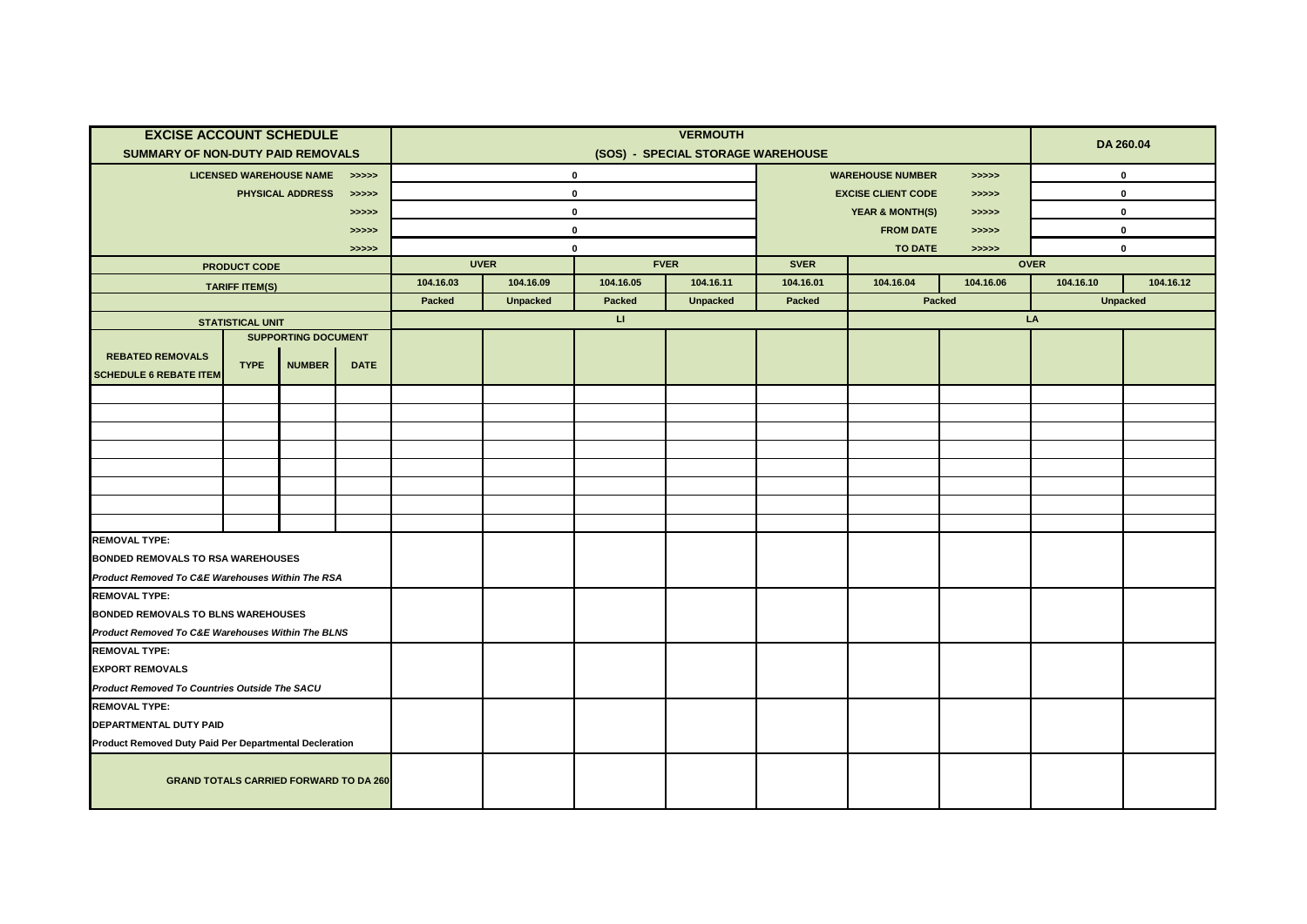| EXCISE ACCOUNT SCHEDULE<br>SUMMARY OF NON-DUTY PAID REMOVALS | | | | VERMOUTH<br>(SOS) - SPECIAL STORAGE WAREHOUSE | | | | | | | DA 260.04 | |
|---|---|---|---|---|---|---|---|---|---|---|---|---|
| LICENSED WAREHOUSE NAME | | | >>>>> | 0 | | | | WAREHOUSE NUMBER | | >>>>> | 0 | |
| PHYSICAL ADDRESS | | | >>>>> | 0 | | | | EXCISE CLIENT CODE | | >>>>> | 0 | |
| | | | >>>>> | 0 | | | | YEAR & MONTH(S) | | >>>>> | 0 | |
| | | | >>>>> | 0 | | | | FROM DATE | | >>>>> | 0 | |
| | | | >>>>> | 0 | | | | TO DATE | | >>>>> | 0 | |
| PRODUCT CODE | | | | UVER | | FVER | | SVER | OVER | | | |
| TARIFF ITEM(S) | | | | 104.16.03 | 104.16.09 | 104.16.05 | 104.16.11 | 104.16.01 | 104.16.04 | 104.16.06 | 104.16.10 | 104.16.12 |
| | | | | Packed | Unpacked | Packed | Unpacked | Packed | Packed | | Unpacked | |
| STATISTICAL UNIT | | | | LI | | | | | LA | | | |
| REBATED REMOVALS<br>SCHEDULE 6 REBATE ITEM | SUPPORTING DOCUMENT<br>TYPE | NUMBER | DATE | | | | | | | | | |
| | | | | | | | | | | | | |
| | | | | | | | | | | | | |
| | | | | | | | | | | | | |
| | | | | | | | | | | | | |
| | | | | | | | | | | | | |
| | | | | | | | | | | | | |
| | | | | | | | | | | | | |
| | | | | | | | | | | | | |
| REMOVAL TYPE:<br>BONDED REMOVALS TO RSA WAREHOUSES<br>*Product Removed To C&E Warehouses Within The RSA* | | | | | | | | | | | | |
| REMOVAL TYPE:<br>BONDED REMOVALS TO BLNS WAREHOUSES<br>*Product Removed To C&E Warehouses Within The BLNS* | | | | | | | | | | | | |
| REMOVAL TYPE:<br>EXPORT REMOVALS<br>*Product Removed To Countries Outside The SACU* | | | | | | | | | | | | |
| REMOVAL TYPE:<br>DEPARTMENTAL DUTY PAID<br>Product Removed Duty Paid Per Departmental Decleration | | | | | | | | | | | | |
| GRAND TOTALS CARRIED FORWARD TO DA 260 | | | | | | | | | | | | |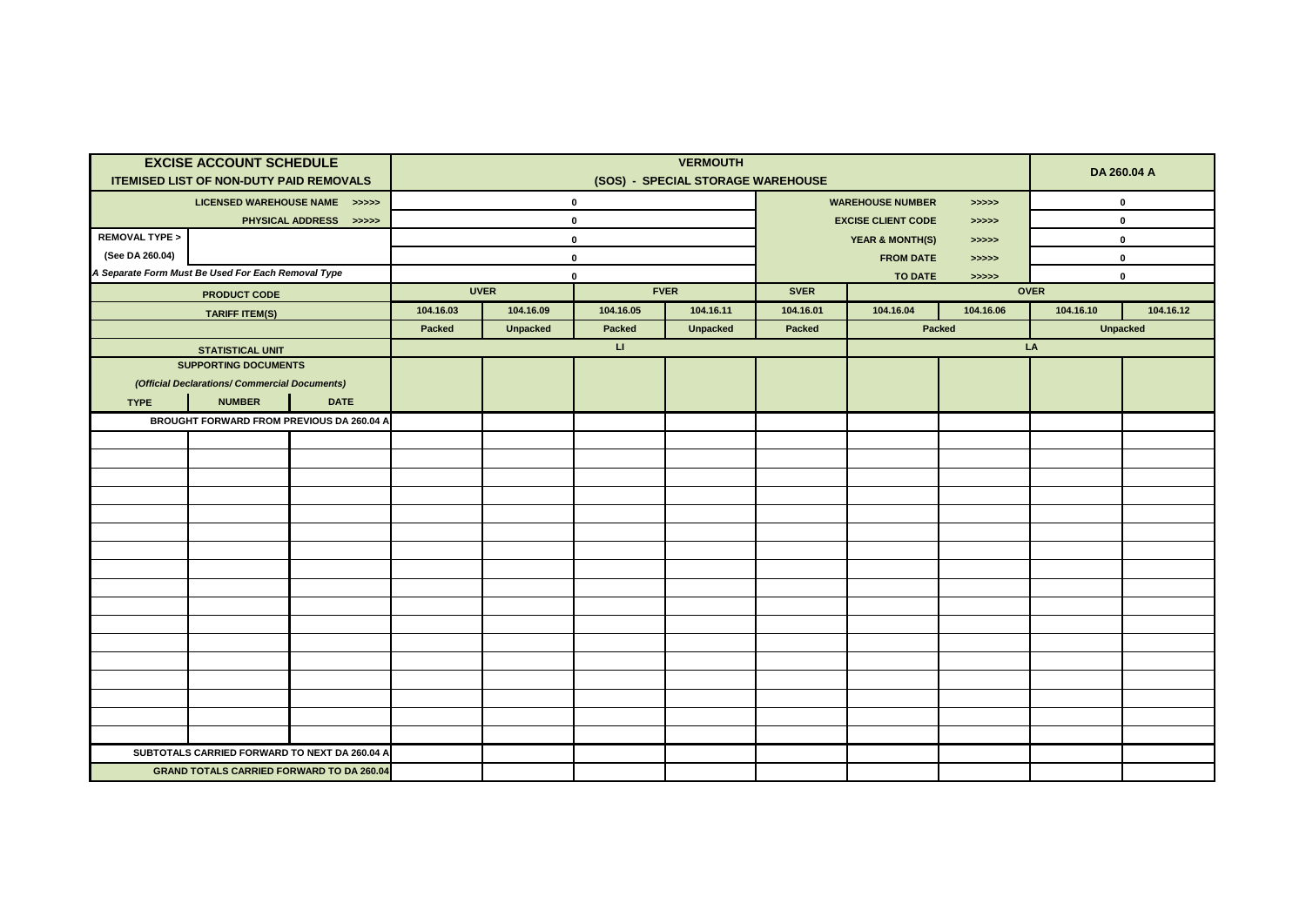| EXCISE ACCOUNT SCHEDULE<br>ITEMISED LIST OF NON-DUTY PAID REMOVALS | | | VERMOUTH<br>(SOS) - SPECIAL STORAGE WAREHOUSE | | | | | | | DA 260.04 A | |
|---|---|---|---|---|---|---|---|---|---|---|---|
| LICENSED WAREHOUSE NAME >>>>> | | | 0 | | | | WAREHOUSE NUMBER >>>>> | | | 0 | |
| PHYSICAL ADDRESS >>>>> | | | 0 | | | | EXCISE CLIENT CODE >>>>> | | | 0 | |
| REMOVAL TYPE > | | | 0 | | | | YEAR & MONTH(S) >>>>> | | | 0 | |
| (See DA 260.04) | | | 0 | | | | FROM DATE >>>>> | | | 0 | |
| *A Separate Form Must Be Used For Each Removal Type* | | | 0 | | | | TO DATE >>>>> | | | 0 | |
| PRODUCT CODE | | | UVER | | FVER | | SVER | OVER | | | |
| TARIFF ITEM(S) | | | 104.16.03 | 104.16.09 | 104.16.05 | 104.16.11 | 104.16.01 | 104.16.04 | 104.16.06 | 104.16.10 | 104.16.12 |
| | | | Packed | Unpacked | Packed | Unpacked | Packed | Packed | | Unpacked | |
| STATISTICAL UNIT | | | LI | | | | | LA | | | |
| SUPPORTING DOCUMENTS<br>*(Official Declarations/ Commercial Documents)* | | | | | | | | | | | |
| TYPE | NUMBER | DATE | | | | | | | | | |
| BROUGHT FORWARD FROM PREVIOUS DA 260.04 A | | | | | | | | | | | |
| | | | | | | | | | | | |
| | | | | | | | | | | | |
| | | | | | | | | | | | |
| | | | | | | | | | | | |
| | | | | | | | | | | | |
| | | | | | | | | | | | |
| | | | | | | | | | | | |
| | | | | | | | | | | | |
| | | | | | | | | | | | |
| | | | | | | | | | | | |
| | | | | | | | | | | | |
| | | | | | | | | | | | |
| | | | | | | | | | | | |
| | | | | | | | | | | | |
| | | | | | | | | | | | |
| | | | | | | | | | | | |
| | | | | | | | | | | | |
| SUBTOTALS CARRIED FORWARD TO NEXT DA 260.04 A | | | | | | | | | | | |
| GRAND TOTALS CARRIED FORWARD TO DA 260.04 | | | | | | | | | | | |